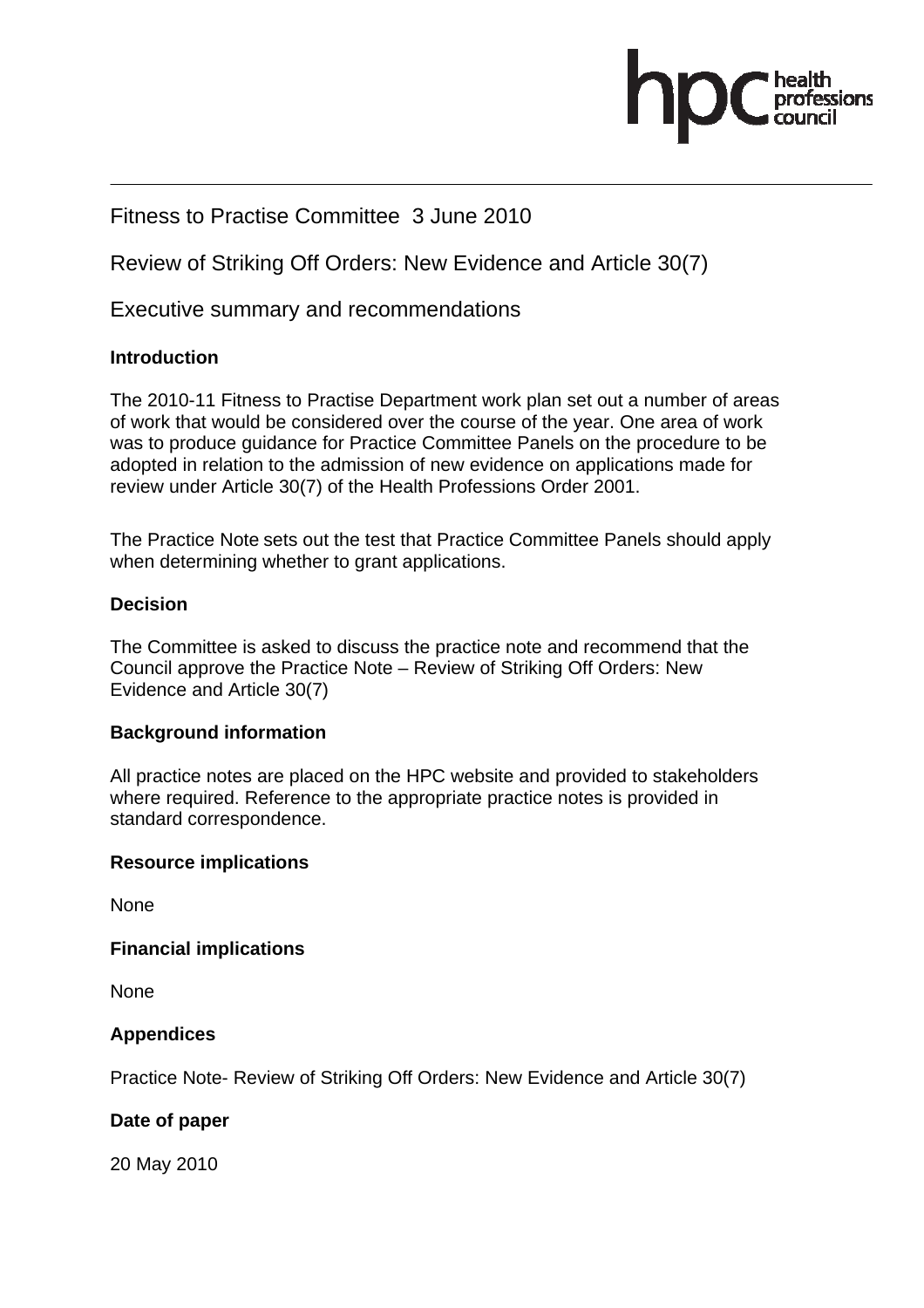Fitness to Practise Committee 3 June 2010

Review of Striking Off Orders: New Evidence and Article 30(7)

Executive summary and recommendations

**Introduction**

The 2010-11 Fitness to Practise Department work plan set out a number of areas of work that would be considered over the course of the year. One area of work was to produce guidance for Practice Committee Panels on the procedure to be adopted in relation to the admission of new evidence on applications made for review under Article 30(7) of the Health Professions Order 2001.

The Practice Note sets out the test that Practice Committee Panels should apply when determining whether to grant applications.

**Decision**

The Committee is asked to discuss the practice note and recommend that the Council approve the Practice Note – Review of Striking Off Orders: New Evidence and Article 30(7)

**Background information**

All practice notes are placed on the HPC website and provided to stakeholders where required. Reference to the appropriate practice notes is provided in standard correspondence.

**Resource implications**

None

**Financial implications**

None

**Appendices**

Practice Note- Review of Striking Off Orders: New Evidence and Article 30(7)

**Date of paper**

20 May 2010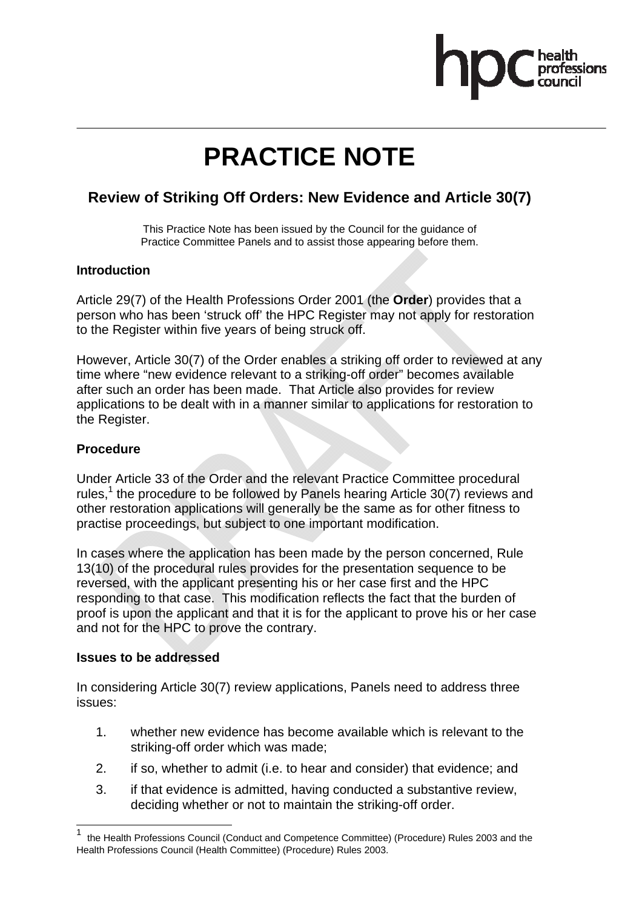# PRACTICE NOTE

## Review of Striking Off Orders: New Evidence and Article 30(7)

This Practice Note has been issued by the Council for the guidance of Practice Committee Panels and to assist those appearing before them.

### Introduction

Article 29(7) of the Health Professions Order 2001 (the **Order**) provides that a person who has been 'struck off' the HPC Register may not apply for restoration to the Register within five years of being struck off.

However, Article 30(7) of the Order enables a striking off order to reviewed at any time where "new evidence relevant to a striking-off order" becomes available after such an order has been made. That Article also provides for review applications to be dealt with in a manner similar to applications for restoration to the Register.

### Procedure

Under Article 33 of the Order and the relevant Practice Committee procedural rules,[1] the procedure to be followed by Panels hearing Article 30(7) reviews and other restoration applications will generally be the same as for other fitness to practise proceedings, but subject to one important modification.

In cases where the application has been made by the person concerned, Rule 13(10) of the procedural rules provides for the presentation sequence to be reversed, with the applicant presenting his or her case first and the HPC responding to that case. This modification reflects the fact that the burden of proof is upon the applicant and that it is for the applicant to prove his or her case and not for the HPC to prove the contrary.

### Issues to be addressed

In considering Article 30(7) review applications, Panels need to address three issues:

1. whether new evidence has become available which is relevant to the striking-off order which was made;
2. if so, whether to admit (i.e. to hear and consider) that evidence; and
3. if that evidence is admitted, having conducted a substantive review, deciding whether or not to maintain the striking-off order.

[1] the Health Professions Council (Conduct and Competence Committee) (Procedure) Rules 2003 and the Health Professions Council (Health Committee) (Procedure) Rules 2003.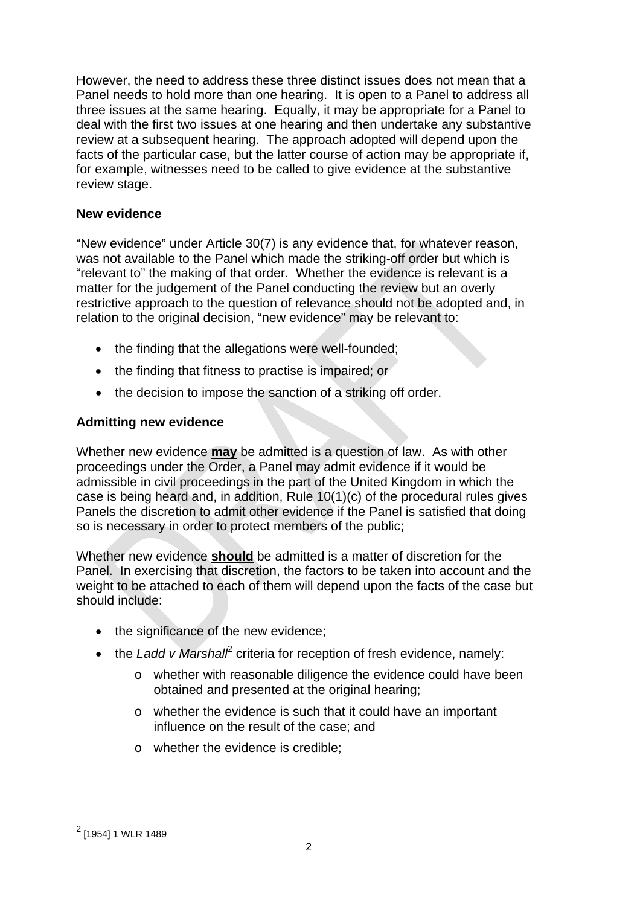However, the need to address these three distinct issues does not mean that a Panel needs to hold more than one hearing. It is open to a Panel to address all three issues at the same hearing. Equally, it may be appropriate for a Panel to deal with the first two issues at one hearing and then undertake any substantive review at a subsequent hearing. The approach adopted will depend upon the facts of the particular case, but the latter course of action may be appropriate if, for example, witnesses need to be called to give evidence at the substantive review stage.

**New evidence**

"New evidence" under Article 30(7) is any evidence that, for whatever reason, was not available to the Panel which made the striking-off order but which is "relevant to" the making of that order. Whether the evidence is relevant is a matter for the judgement of the Panel conducting the review but an overly restrictive approach to the question of relevance should not be adopted and, in relation to the original decision, "new evidence" may be relevant to:

- the finding that the allegations were well-founded;
- the finding that fitness to practise is impaired; or
- the decision to impose the sanction of a striking off order.

**Admitting new evidence**

Whether new evidence **<u>may</u>** be admitted is a question of law. As with other proceedings under the Order, a Panel may admit evidence if it would be admissible in civil proceedings in the part of the United Kingdom in which the case is being heard and, in addition, Rule 10(1)(c) of the procedural rules gives Panels the discretion to admit other evidence if the Panel is satisfied that doing so is necessary in order to protect members of the public;

Whether new evidence **<u>should</u>** be admitted is a matter of discretion for the Panel. In exercising that discretion, the factors to be taken into account and the weight to be attached to each of them will depend upon the facts of the case but should include:

- the significance of the new evidence;
- the *Ladd v Marshall*[2] criteria for reception of fresh evidence, namely:
  - whether with reasonable diligence the evidence could have been obtained and presented at the original hearing;
  - whether the evidence is such that it could have an important influence on the result of the case; and
  - whether the evidence is credible;

[2] [1954] 1 WLR 1489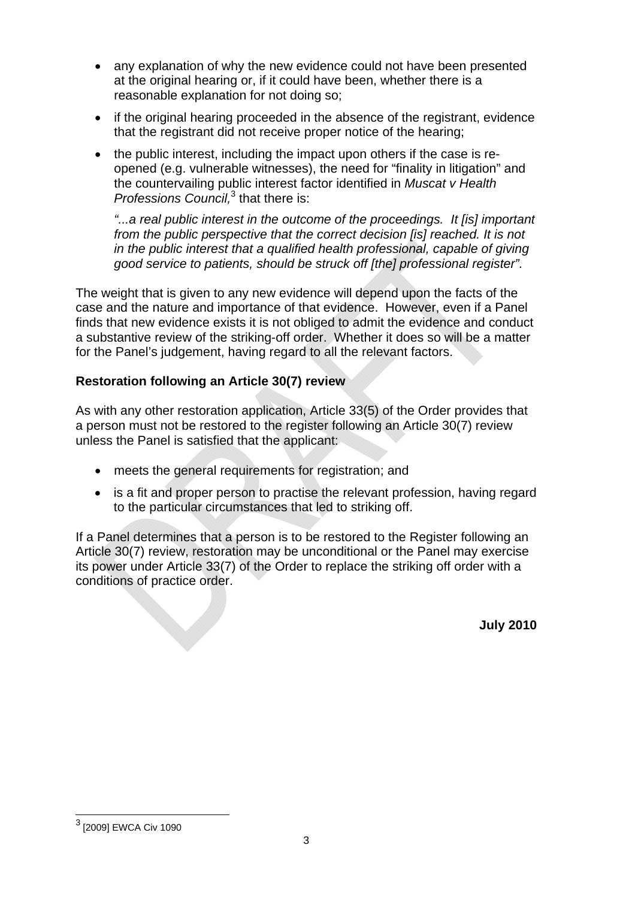- any explanation of why the new evidence could not have been presented at the original hearing or, if it could have been, whether there is a reasonable explanation for not doing so;
- if the original hearing proceeded in the absence of the registrant, evidence that the registrant did not receive proper notice of the hearing;
- the public interest, including the impact upon others if the case is re-opened (e.g. vulnerable witnesses), the need for "finality in litigation" and the countervailing public interest factor identified in *Muscat v Health Professions Council,*[3] that there is:

  *"...a real public interest in the outcome of the proceedings. It [is] important from the public perspective that the correct decision [is] reached. It is not in the public interest that a qualified health professional, capable of giving good service to patients, should be struck off [the] professional register".*

The weight that is given to any new evidence will depend upon the facts of the case and the nature and importance of that evidence. However, even if a Panel finds that new evidence exists it is not obliged to admit the evidence and conduct a substantive review of the striking-off order. Whether it does so will be a matter for the Panel's judgement, having regard to all the relevant factors.

**Restoration following an Article 30(7) review**

As with any other restoration application, Article 33(5) of the Order provides that a person must not be restored to the register following an Article 30(7) review unless the Panel is satisfied that the applicant:

- meets the general requirements for registration; and
- is a fit and proper person to practise the relevant profession, having regard to the particular circumstances that led to striking off.

If a Panel determines that a person is to be restored to the Register following an Article 30(7) review, restoration may be unconditional or the Panel may exercise its power under Article 33(7) of the Order to replace the striking off order with a conditions of practice order.

**July 2010**

[3] [2009] EWCA Civ 1090